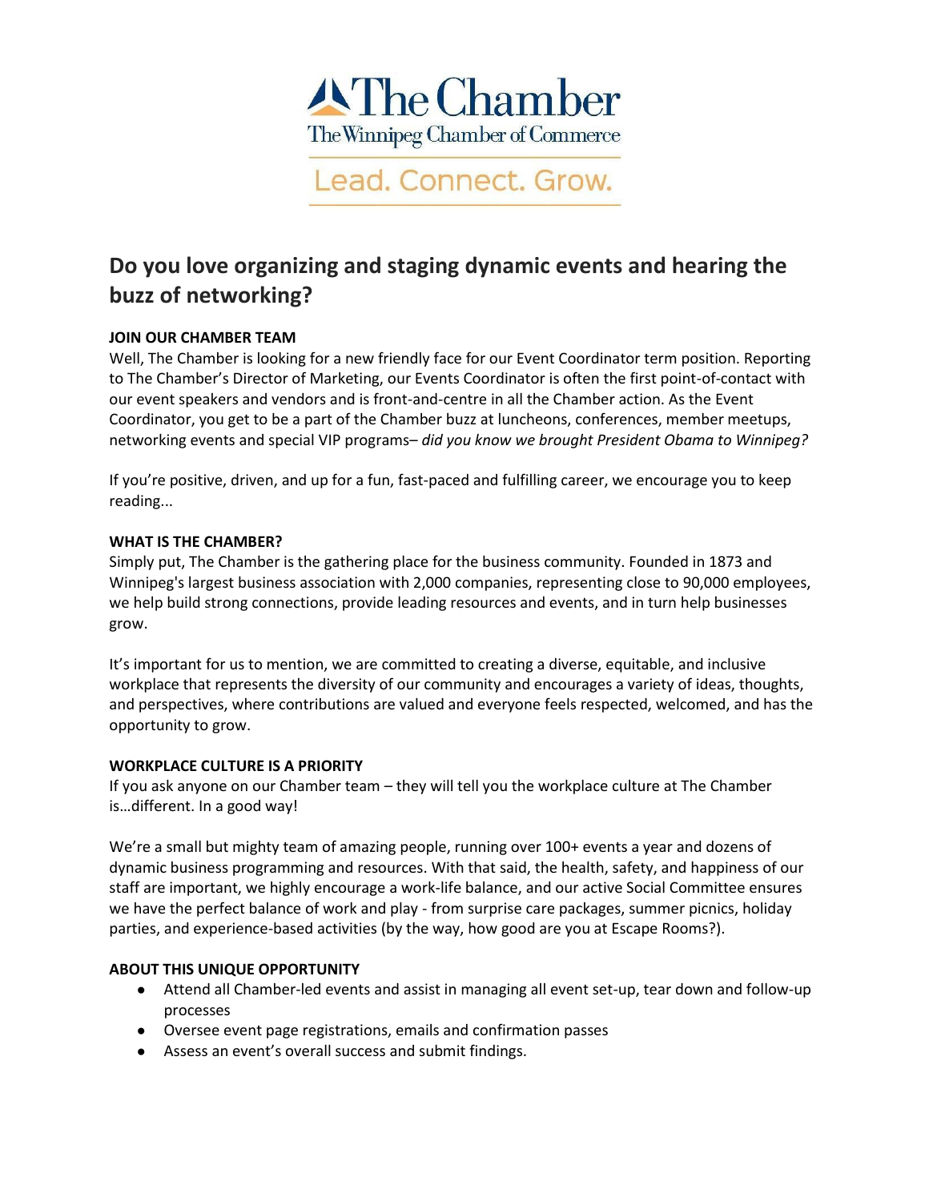# The Chamber

The Winnipeg Chamber of Commerce

Lead. Connect. Grow.

## Do you love organizing and staging dynamic events and hearing the buzz of networking?

**JOIN OUR CHAMBER TEAM**

Well, The Chamber is looking for a new friendly face for our Event Coordinator term position. Reporting to The Chamber's Director of Marketing, our Events Coordinator is often the first point-of-contact with our event speakers and vendors and is front-and-centre in all the Chamber action. As the Event Coordinator, you get to be a part of the Chamber buzz at luncheons, conferences, member meetups, networking events and special VIP programs– *did you know we brought President Obama to Winnipeg?*

If you're positive, driven, and up for a fun, fast-paced and fulfilling career, we encourage you to keep reading...

**WHAT IS THE CHAMBER?**

Simply put, The Chamber is the gathering place for the business community. Founded in 1873 and Winnipeg's largest business association with 2,000 companies, representing close to 90,000 employees, we help build strong connections, provide leading resources and events, and in turn help businesses grow.

It's important for us to mention, we are committed to creating a diverse, equitable, and inclusive workplace that represents the diversity of our community and encourages a variety of ideas, thoughts, and perspectives, where contributions are valued and everyone feels respected, welcomed, and has the opportunity to grow.

**WORKPLACE CULTURE IS A PRIORITY**

If you ask anyone on our Chamber team – they will tell you the workplace culture at The Chamber is…different. In a good way!

We're a small but mighty team of amazing people, running over 100+ events a year and dozens of dynamic business programming and resources. With that said, the health, safety, and happiness of our staff are important, we highly encourage a work-life balance, and our active Social Committee ensures we have the perfect balance of work and play - from surprise care packages, summer picnics, holiday parties, and experience-based activities (by the way, how good are you at Escape Rooms?).

**ABOUT THIS UNIQUE OPPORTUNITY**

- Attend all Chamber-led events and assist in managing all event set-up, tear down and follow-up processes
- Oversee event page registrations, emails and confirmation passes
- Assess an event's overall success and submit findings.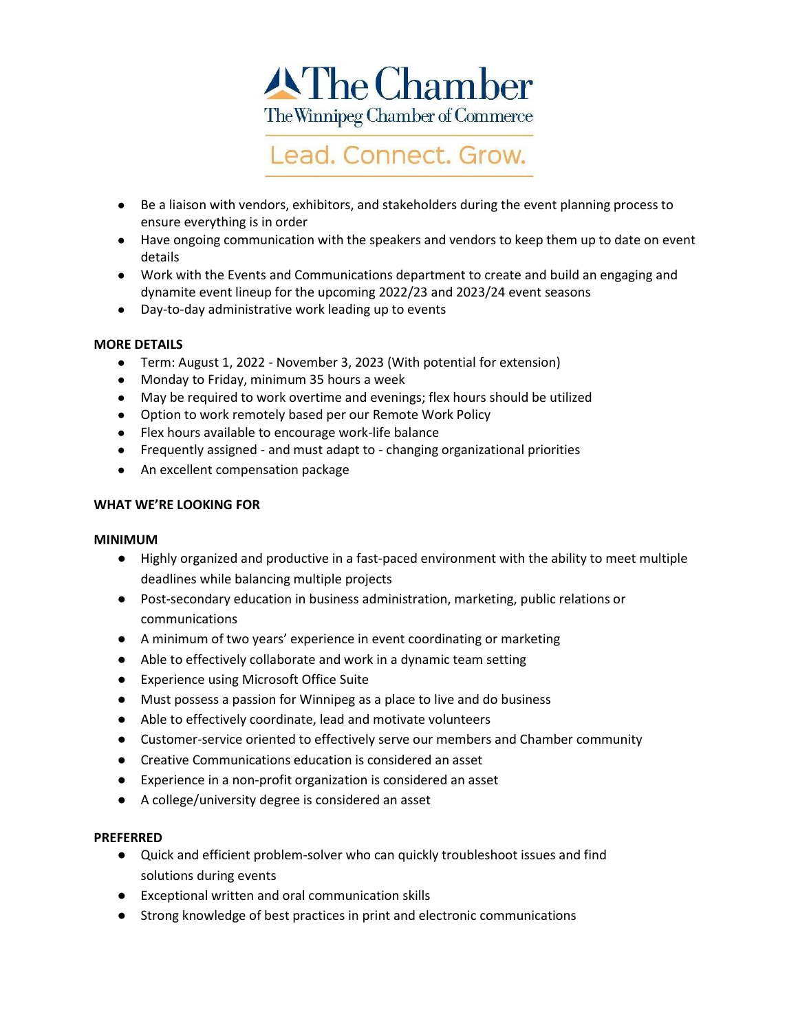- Be a liaison with vendors, exhibitors, and stakeholders during the event planning process to ensure everything is in order
- Have ongoing communication with the speakers and vendors to keep them up to date on event details
- Work with the Events and Communications department to create and build an engaging and dynamite event lineup for the upcoming 2022/23 and 2023/24 event seasons
- Day-to-day administrative work leading up to events

**MORE DETAILS**

- Term: August 1, 2022 - November 3, 2023 (With potential for extension)
- Monday to Friday, minimum 35 hours a week
- May be required to work overtime and evenings; flex hours should be utilized
- Option to work remotely based per our Remote Work Policy
- Flex hours available to encourage work-life balance
- Frequently assigned - and must adapt to - changing organizational priorities
- An excellent compensation package

**WHAT WE'RE LOOKING FOR**

**MINIMUM**

- Highly organized and productive in a fast-paced environment with the ability to meet multiple deadlines while balancing multiple projects
- Post-secondary education in business administration, marketing, public relations or communications
- A minimum of two years' experience in event coordinating or marketing
- Able to effectively collaborate and work in a dynamic team setting
- Experience using Microsoft Office Suite
- Must possess a passion for Winnipeg as a place to live and do business
- Able to effectively coordinate, lead and motivate volunteers
- Customer-service oriented to effectively serve our members and Chamber community
- Creative Communications education is considered an asset
- Experience in a non-profit organization is considered an asset
- A college/university degree is considered an asset

**PREFERRED**

- Quick and efficient problem-solver who can quickly troubleshoot issues and find solutions during events
- Exceptional written and oral communication skills
- Strong knowledge of best practices in print and electronic communications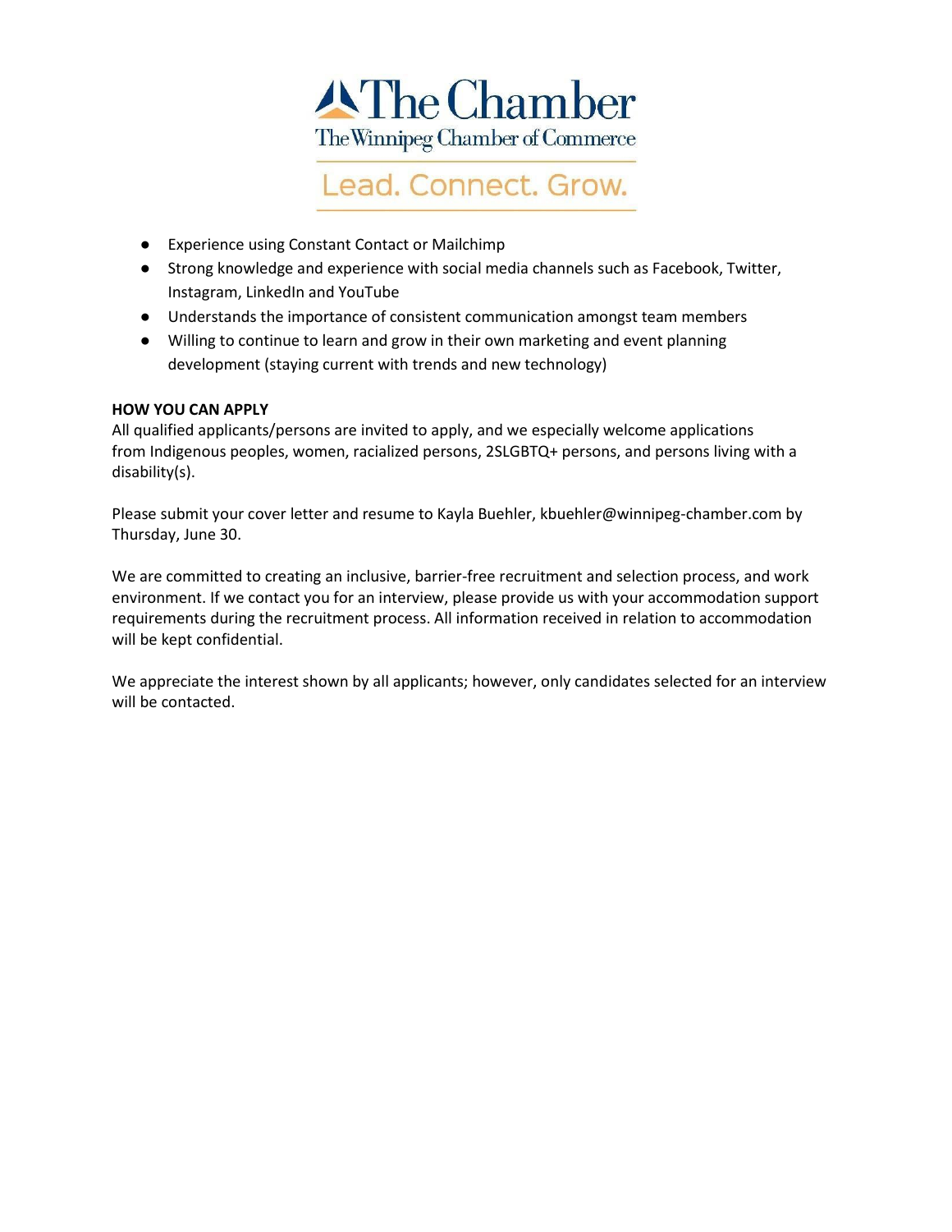- Experience using Constant Contact or Mailchimp
- Strong knowledge and experience with social media channels such as Facebook, Twitter, Instagram, LinkedIn and YouTube
- Understands the importance of consistent communication amongst team members
- Willing to continue to learn and grow in their own marketing and event planning development (staying current with trends and new technology)

**HOW YOU CAN APPLY**

All qualified applicants/persons are invited to apply, and we especially welcome applications from Indigenous peoples, women, racialized persons, 2SLGBTQ+ persons, and persons living with a disability(s).

Please submit your cover letter and resume to Kayla Buehler, kbuehler@winnipeg-chamber.com by Thursday, June 30.

We are committed to creating an inclusive, barrier-free recruitment and selection process, and work environment. If we contact you for an interview, please provide us with your accommodation support requirements during the recruitment process. All information received in relation to accommodation will be kept confidential.

We appreciate the interest shown by all applicants; however, only candidates selected for an interview will be contacted.